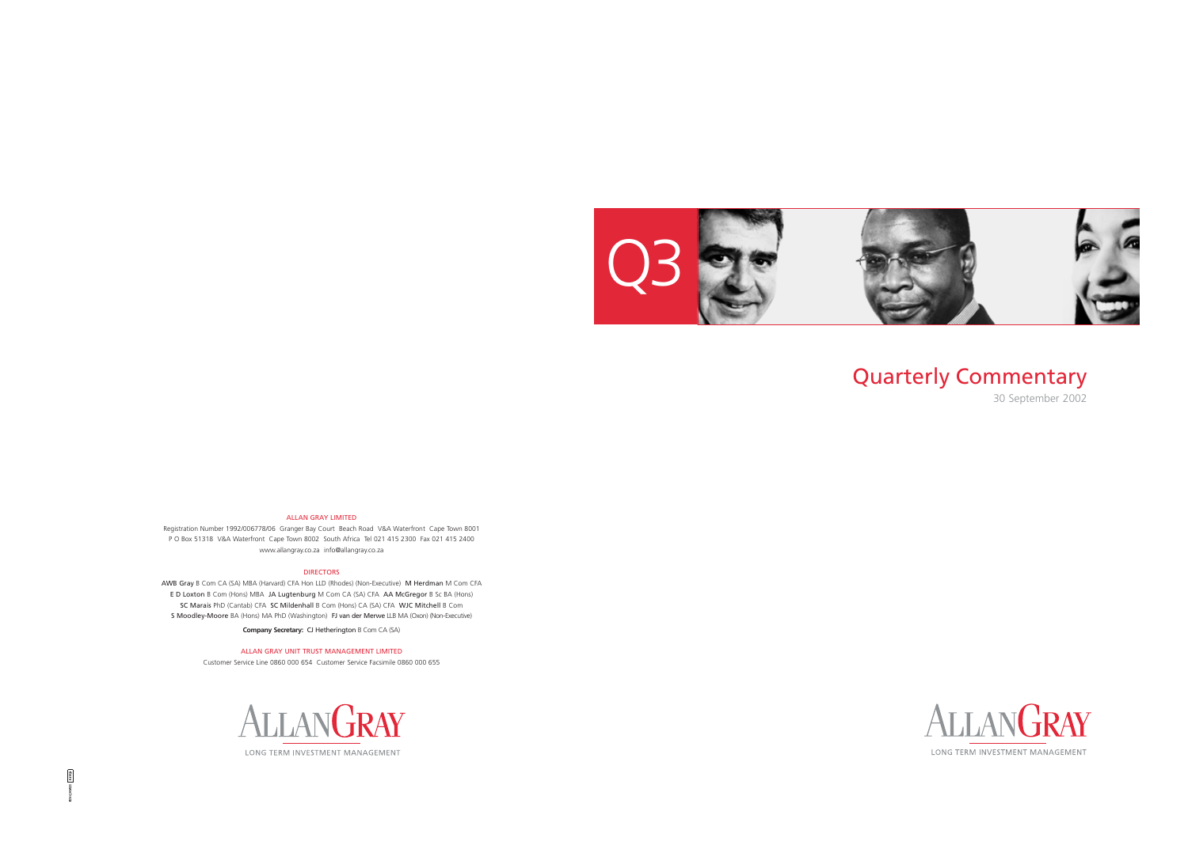Q3

# Quarterly Commentary

30 September 2002

ALLAN GRAY LIMITED

Registration Number 1992/006778/06 Granger Bay Court Beach Road V&A Waterfront Cape Town 8001
P O Box 51318 V&A Waterfront Cape Town 8002 South Africa Tel 021 415 2300 Fax 021 415 2400
www.allangray.co.za info@allangray.co.za

DIRECTORS

**AWB Gray** B Com CA (SA) MBA (Harvard) CFA Hon LLD (Rhodes) (Non-Executive) **M Herdman** M Com CFA
**E D Loxton** B Com (Hons) MBA **JA Lugtenburg** M Com CA (SA) CFA **AA McGregor** B Sc BA (Hons)
**SC Marais** PhD (Cantab) CFA **SC Mildenhall** B Com (Hons) CA (SA) CFA **WJC Mitchell** B Com
**S Moodley-Moore** BA (Hons) MA PhD (Washington) **FJ van der Merwe** LLB MA (Oxon) (Non-Executive)

**Company Secretary:** CJ Hetherington B Com CA (SA)

ALLAN GRAY UNIT TRUST MANAGEMENT LIMITED

Customer Service Line 0860 000 654 Customer Service Facsimile 0860 000 655

ALLANGRAY
LONG TERM INVESTMENT MANAGEMENT

ALLANGRAY
LONG TERM INVESTMENT MANAGEMENT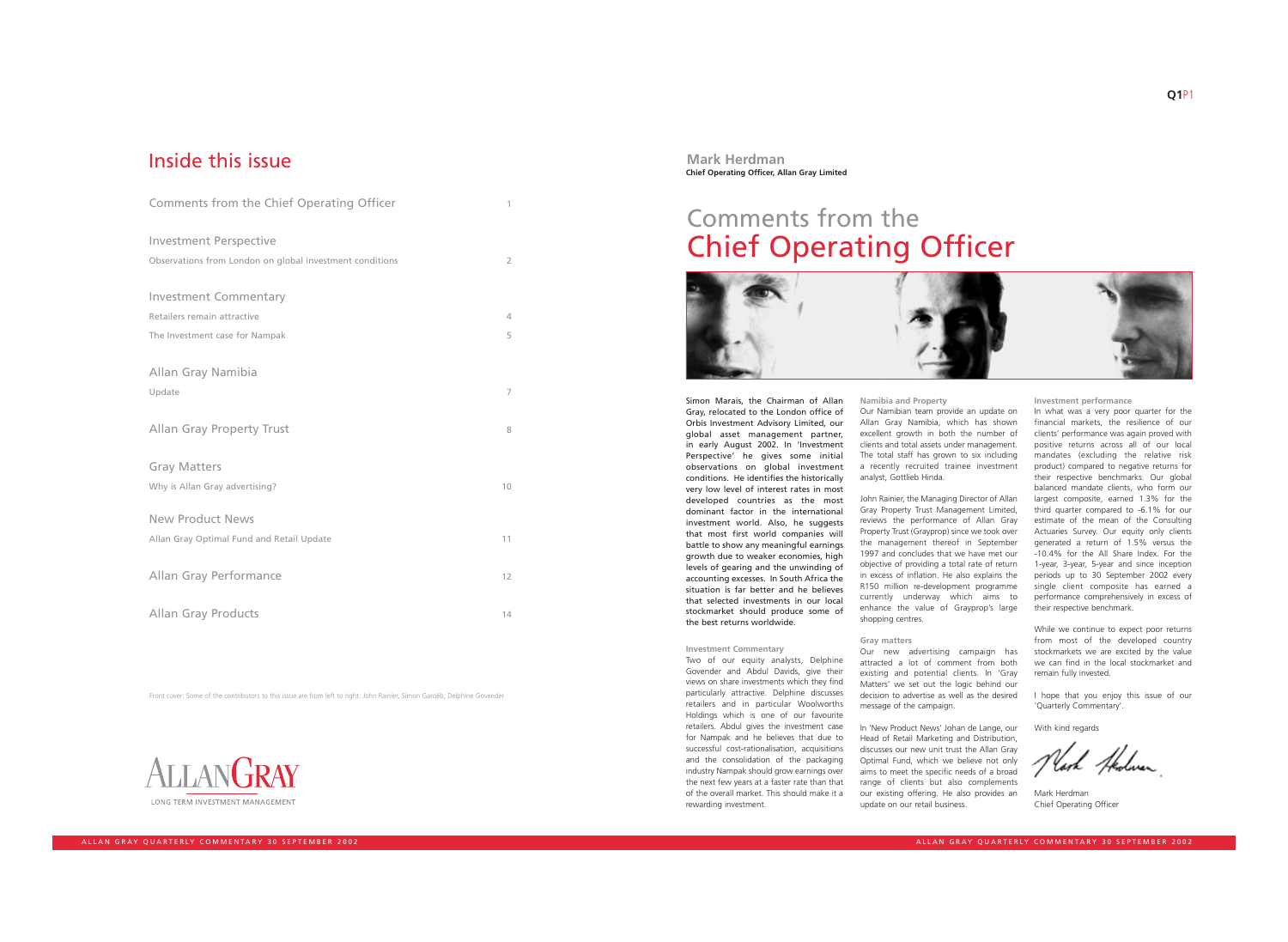# Inside this issue

| | |
|---|---|
| Comments from the Chief Operating Officer | 1 |
| **Investment Perspective** | |
| Observations from London on global investment conditions | 2 |
| **Investment Commentary** | |
| Retailers remain attractive | 4 |
| The Investment case for Nampak | 5 |
| **Allan Gray Namibia** | |
| Update | 7 |
| Allan Gray Property Trust | 8 |
| **Gray Matters** | |
| Why is Allan Gray advertising? | 10 |
| **New Product News** | |
| Allan Gray Optimal Fund and Retail Update | 11 |
| Allan Gray Performance | 12 |
| Allan Gray Products | 14 |

Front cover: Some of the contributors to this issue are from left to right: John Rainier, Simon Garoëb, Delphine Govender

ALLANGRAY
LONG TERM INVESTMENT MANAGEMENT

**Mark Herdman**
**Chief Operating Officer, Allan Gray Limited**

# Comments from the Chief Operating Officer

Simon Marais, the Chairman of Allan Gray, relocated to the London office of Orbis Investment Advisory Limited, our global asset management partner, in early August 2002. In 'Investment Perspective' he gives some initial observations on global investment conditions. He identifies the historically very low level of interest rates in most developed countries as the most dominant factor in the international investment world. Also, he suggests that most first world companies will battle to show any meaningful earnings growth due to weaker economies, high levels of gearing and the unwinding of accounting excesses. In South Africa the situation is far better and he believes that selected investments in our local stockmarket should produce some of the best returns worldwide.

### Investment Commentary

Two of our equity analysts, Delphine Govender and Abdul Davids, give their views on share investments which they find particularly attractive. Delphine discusses retailers and in particular Woolworths Holdings which is one of our favourite retailers. Abdul gives the investment case for Nampak and he believes that due to successful cost-rationalisation, acquisitions and the consolidation of the packaging industry Nampak should grow earnings over the next few years at a faster rate than that of the overall market. This should make it a rewarding investment.

### Namibia and Property

Our Namibian team provide an update on Allan Gray Namibia, which has shown excellent growth in both the number of clients and total assets under management. The total staff has grown to six including a recently recruited trainee investment analyst, Gottlieb Hinda.

John Rainier, the Managing Director of Allan Gray Property Trust Management Limited, reviews the performance of Allan Gray Property Trust (Grayprop) since we took over the management thereof in September 1997 and concludes that we have met our objective of providing a total rate of return in excess of inflation. He also explains the R150 million re-development programme currently underway which aims to enhance the value of Grayprop's large shopping centres.

### Gray matters

Our new advertising campaign has attracted a lot of comment from both existing and potential clients. In 'Gray Matters' we set out the logic behind our decision to advertise as well as the desired message of the campaign.

In 'New Product News' Johan de Lange, our Head of Retail Marketing and Distribution, discusses our new unit trust the Allan Gray Optimal Fund, which we believe not only aims to meet the specific needs of a broad range of clients but also complements our existing offering. He also provides an update on our retail business.

### Investment performance

In what was a very poor quarter for the financial markets, the resilience of our clients' performance was again proved with positive returns across all of our local mandates (excluding the relative risk product) compared to negative returns for their respective benchmarks. Our global balanced mandate clients, who form our largest composite, earned 1.3% for the third quarter compared to -6.1% for our estimate of the mean of the Consulting Actuaries Survey. Our equity only clients generated a return of 1.5% versus the -10.4% for the All Share Index. For the 1-year, 3-year, 5-year and since inception periods up to 30 September 2002 every single client composite has earned a performance comprehensively in excess of their respective benchmark.

While we continue to expect poor returns from most of the developed country stockmarkets we are excited by the value we can find in the local stockmarket and remain fully invested.

I hope that you enjoy this issue of our 'Quarterly Commentary'.

With kind regards

Mark Herdman
Chief Operating Officer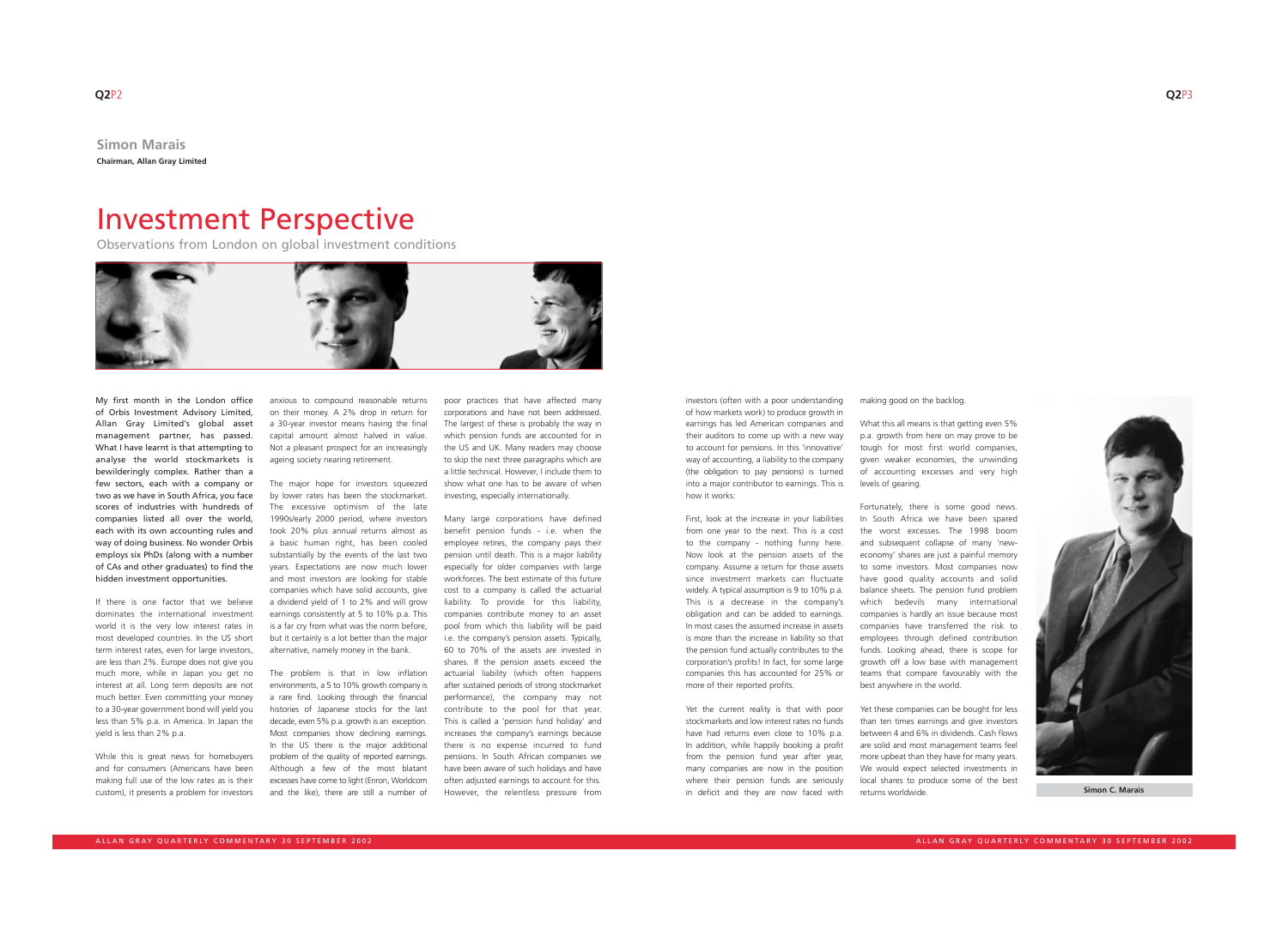**Simon Marais**
**Chairman, Allan Gray Limited**

# Investment Perspective

Observations from London on global investment conditions

**My first month in the London office of Orbis Investment Advisory Limited, Allan Gray Limited's global asset management partner, has passed. What I have learnt is that attempting to analyse the world stockmarkets is bewilderingly complex. Rather than a few sectors, each with a company or two as we have in South Africa, you face scores of industries with hundreds of companies listed all over the world, each with its own accounting rules and way of doing business. No wonder Orbis employs six PhDs (along with a number of CAs and other graduates) to find the hidden investment opportunities.**

If there is one factor that we believe dominates the international investment world it is the very low interest rates in most developed countries. In the US short term interest rates, even for large investors, are less than 2%. Europe does not give you much more, while in Japan you get no interest at all. Long term deposits are not much better. Even committing your money to a 30-year government bond will yield you less than 5% p.a. in America. In Japan the yield is less than 2% p.a.

While this is great news for homebuyers and for consumers (Americans have been making full use of the low rates as is their custom), it presents a problem for investors anxious to compound reasonable returns on their money. A 2% drop in return for a 30-year investor means having the final capital amount almost halved in value. Not a pleasant prospect for an increasingly ageing society nearing retirement.

The major hope for investors squeezed by lower rates has been the stockmarket. The excessive optimism of the late 1990s/early 2000 period, where investors took 20% plus annual returns almost as a basic human right, has been cooled substantially by the events of the last two years. Expectations are now much lower and most investors are looking for stable companies which have solid accounts, give a dividend yield of 1 to 2% and will grow earnings consistently at 5 to 10% p.a. This is a far cry from what was the norm before, but it certainly is a lot better than the major alternative, namely money in the bank.

The problem is that in low inflation environments, a 5 to 10% growth company is a rare find. Looking through the financial histories of Japanese stocks for the last decade, even 5% p.a. growth is an exception. Most companies show declining earnings. In the US there is the major additional problem of the quality of reported earnings. Although a few of the most blatant excesses have come to light (Enron, Worldcom and the like), there are still a number of poor practices that have affected many corporations and have not been addressed. The largest of these is probably the way in which pension funds are accounted for in the US and UK. Many readers may choose to skip the next three paragraphs which are a little technical. However, I include them to show what one has to be aware of when investing, especially internationally.

Many large corporations have defined benefit pension funds - i.e. when the employee retires, the company pays their pension until death. This is a major liability especially for older companies with large workforces. The best estimate of this future cost to a company is called the actuarial liability. To provide for this liability, companies contribute money to an asset pool from which this liability will be paid i.e. the company's pension assets. Typically, 60 to 70% of the assets are invested in shares. If the pension assets exceed the actuarial liability (which often happens after sustained periods of strong stockmarket performance), the company may not contribute to the pool for that year. This is called a 'pension fund holiday' and increases the company's earnings because there is no expense incurred to fund pensions. In South African companies we have been aware of such holidays and have often adjusted earnings to account for this. However, the relentless pressure from investors (often with a poor understanding of how markets work) to produce growth in earnings has led American companies and their auditors to come up with a new way to account for pensions. In this 'innovative' way of accounting, a liability to the company (the obligation to pay pensions) is turned into a major contributor to earnings. This is how it works:

First, look at the increase in your liabilities from one year to the next. This is a cost to the company - nothing funny here. Now look at the pension assets of the company. Assume a return for those assets since investment markets can fluctuate widely. A typical assumption is 9 to 10% p.a. This is a decrease in the company's obligation and can be added to earnings. In most cases the assumed increase in assets is more than the increase in liability so that the pension fund actually contributes to the corporation's profits! In fact, for some large companies this has accounted for 25% or more of their reported profits.

Yet the current reality is that with poor stockmarkets and low interest rates no funds have had returns even close to 10% p.a. In addition, while happily booking a profit from the pension fund year after year, many companies are now in the position where their pension funds are seriously in deficit and they are now faced with making good on the backlog.

What this all means is that getting even 5% p.a. growth from here on may prove to be tough for most first world companies, given weaker economies, the unwinding of accounting excesses and very high levels of gearing.

Fortunately, there is some good news. In South Africa we have been spared the worst excesses. The 1998 boom and subsequent collapse of many 'new-economy' shares are just a painful memory to some investors. Most companies now have good quality accounts and solid balance sheets. The pension fund problem which bedevils many international companies is hardly an issue because most companies have transferred the risk to employees through defined contribution funds. Looking ahead, there is scope for growth off a low base with management teams that compare favourably with the best anywhere in the world.

Yet these companies can be bought for less than ten times earnings and give investors between 4 and 6% in dividends. Cash flows are solid and most management teams feel more upbeat than they have for many years. We would expect selected investments in local shares to produce some of the best returns worldwide.

Simon C. Marais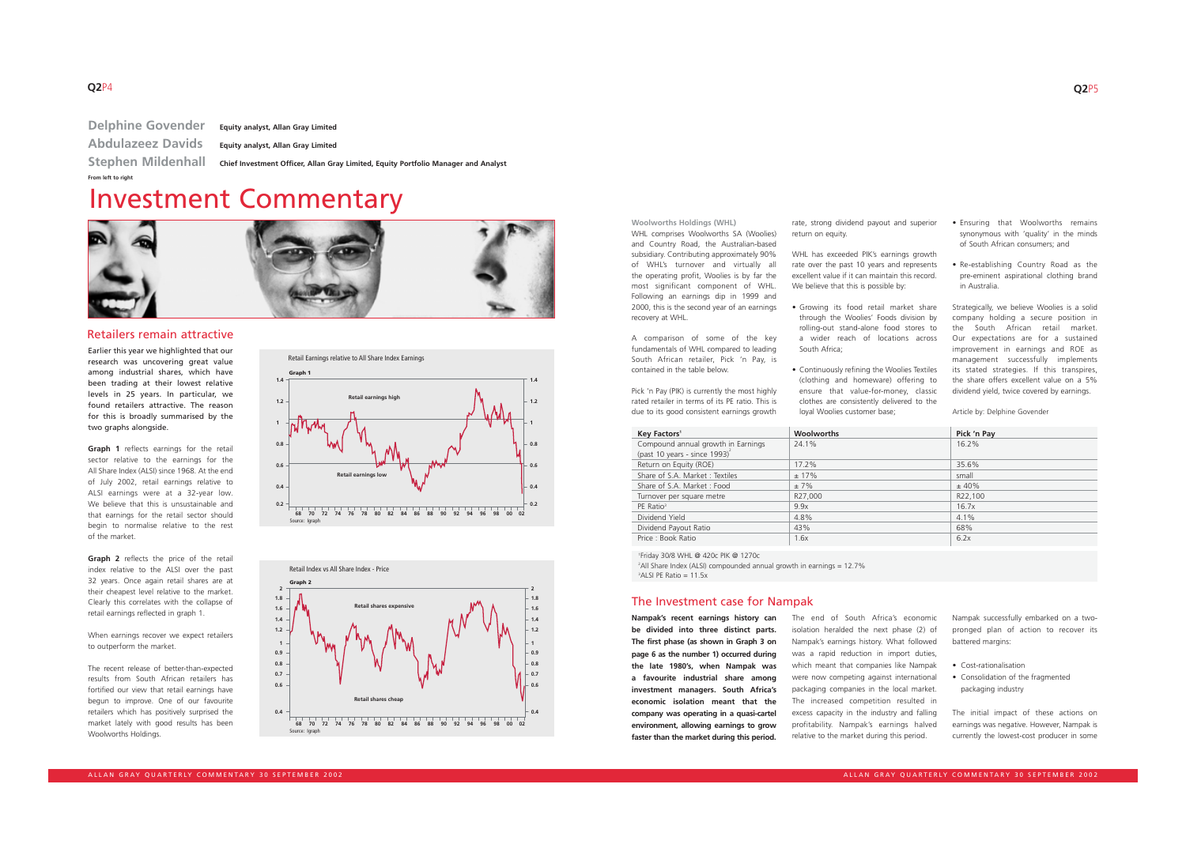**Delphine Govender** Equity analyst, Allan Gray Limited
**Abdulazeez Davids** Equity analyst, Allan Gray Limited
**Stephen Mildenhall** Chief Investment Officer, Allan Gray Limited, Equity Portfolio Manager and Analyst
From left to right

# Investment Commentary

## Retailers remain attractive

Earlier this year we highlighted that our research was uncovering great value among industrial shares, which have been trading at their lowest relative levels in 25 years. In particular, we found retailers attractive. The reason for this is broadly summarised by the two graphs alongside.

**Graph 1** reflects earnings for the retail sector relative to the earnings for the All Share Index (ALSI) since 1968. At the end of July 2002, retail earnings relative to ALSI earnings were at a 32-year low. We believe that this is unsustainable and that earnings for the retail sector should begin to normalise relative to the rest of the market.

**Graph 2** reflects the price of the retail index relative to the ALSI over the past 32 years. Once again retail shares are at their cheapest level relative to the market. Clearly this correlates with the collapse of retail earnings reflected in graph 1.

When earnings recover we expect retailers to outperform the market.

The recent release of better-than-expected results from South African retailers has fortified our view that retail earnings have begun to improve. One of our favourite retailers which has positively surprised the market lately with good results has been Woolworths Holdings.

Retail Earnings relative to All Share Index Earnings

Graph 1

Retail earnings high

Retail earnings low

Source: Igraph

Retail Index vs All Share Index - Price

Graph 2

Retail shares expensive

Retail shares cheap

Source: Igraph

**Woolworths Holdings (WHL)**

WHL comprises Woolworths SA (Woolies) and Country Road, the Australian-based subsidiary. Contributing approximately 90% of WHL's turnover and virtually all the operating profit, Woolies is by far the most significant component of WHL. Following an earnings dip in 1999 and 2000, this is the second year of an earnings recovery at WHL.

A comparison of some of the key fundamentals of WHL compared to leading South African retailer, Pick 'n Pay, is contained in the table below.

Pick 'n Pay (PIK) is currently the most highly rated retailer in terms of its PE ratio. This is due to its good consistent earnings growth rate, strong dividend payout and superior return on equity.

WHL has exceeded PIK's earnings growth rate over the past 10 years and represents excellent value if it can maintain this record. We believe that this is possible by:

- Growing its food retail market share through the Woolies' Foods division by rolling-out stand-alone food stores to a wider reach of locations across South Africa;
- Continuously refining the Woolies Textiles (clothing and homeware) offering to ensure that value-for-money, classic clothes are consistently delivered to the loyal Woolies customer base;
- Ensuring that Woolworths remains synonymous with 'quality' in the minds of South African consumers; and
- Re-establishing Country Road as the pre-eminent aspirational clothing brand in Australia.

Strategically, we believe Woolies is a solid company holding a secure position in the South African retail market. Our expectations are for a sustained improvement in earnings and ROE as management successfully implements its stated strategies. If this transpires, the share offers excellent value on a 5% dividend yield, twice covered by earnings.

Article by: Delphine Govender

| Key Factors[1] | Woolworths | Pick 'n Pay |
|---|---|---|
| Compound annual growth in Earnings (past 10 years - since 1993)[2] | 24.1% | 16.2% |
| Return on Equity (ROE) | 17.2% | 35.6% |
| Share of S.A. Market : Textiles | ± 17% | small |
| Share of S.A. Market : Food | ± 7% | ± 40% |
| Turnover per square metre | R27,000 | R22,100 |
| PE Ratio[3] | 9.9x | 16.7x |
| Dividend Yield | 4.8% | 4.1% |
| Dividend Payout Ratio | 43% | 68% |
| Price : Book Ratio | 1.6x | 6.2x |

[1]Friday 30/8 WHL @ 420c PIK @ 1270c
[2]All Share Index (ALSI) compounded annual growth in earnings = 12.7%
[3]ALSI PE Ratio = 11.5x

## The Investment case for Nampak

**Nampak's recent earnings history can be divided into three distinct parts. The first phase (as shown in Graph 3 on page 6 as the number 1) occurred during the late 1980's, when Nampak was a favourite industrial share among investment managers. South Africa's economic isolation meant that the company was operating in a quasi-cartel environment, allowing earnings to grow faster than the market during this period.**

The end of South Africa's economic isolation heralded the next phase (2) of Nampak's earnings history. What followed was a rapid reduction in import duties, which meant that companies like Nampak were now competing against international packaging companies in the local market. The increased competition resulted in excess capacity in the industry and falling profitability. Nampak's earnings halved relative to the market during this period.

Nampak successfully embarked on a two-pronged plan of action to recover its battered margins:

- Cost-rationalisation
- Consolidation of the fragmented packaging industry

The initial impact of these actions on earnings was negative. However, Nampak is currently the lowest-cost producer in some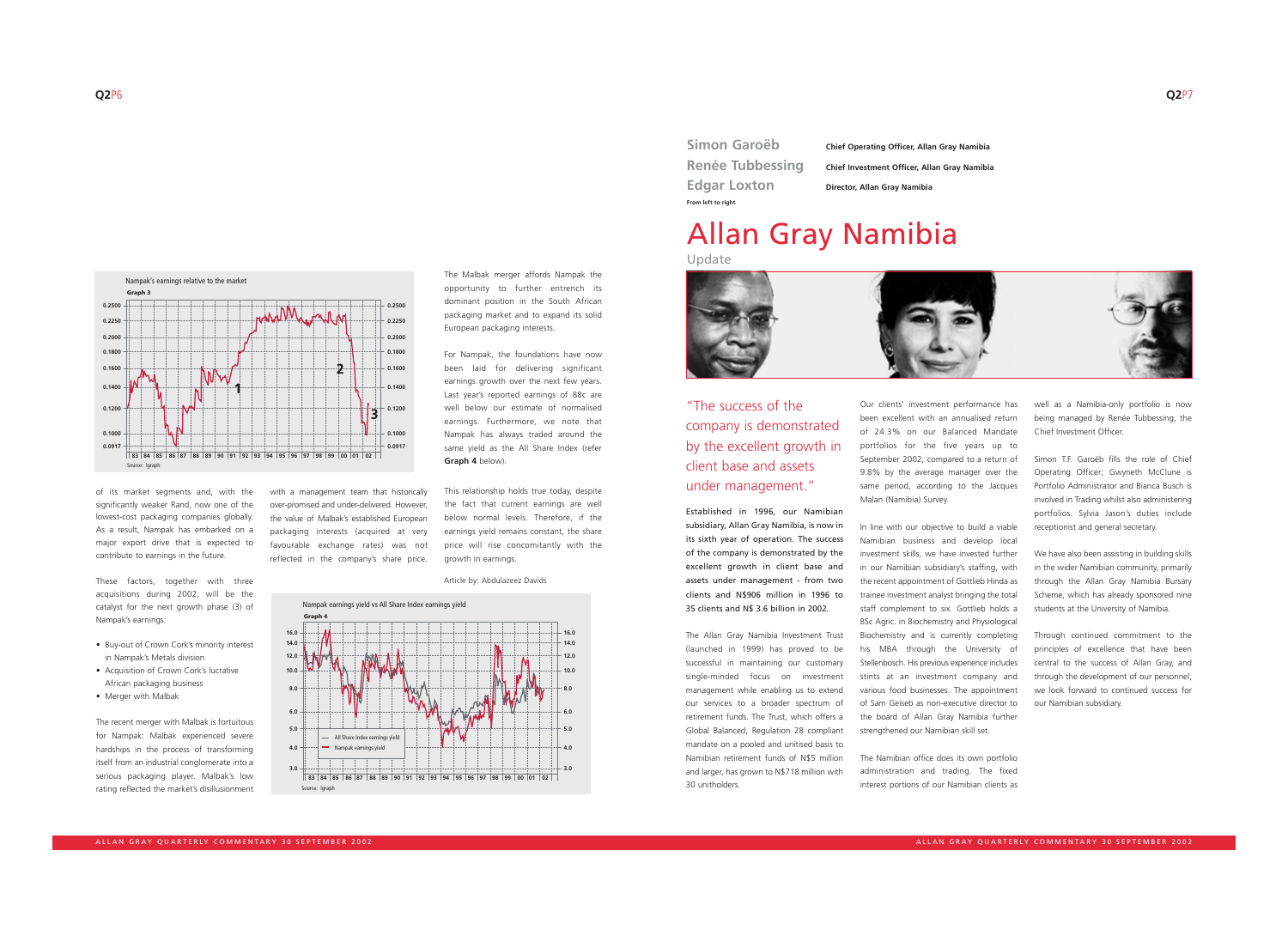of its market segments and, with the significantly weaker Rand, now one of the lowest-cost packaging companies globally. As a result, Nampak has embarked on a major export drive that is expected to contribute to earnings in the future.

These factors, together with three acquisitions during 2002, will be the catalyst for the next growth phase (3) of Nampak's earnings:

- Buy-out of Crown Cork's minority interest in Nampak's Metals division
- Acquisition of Crown Cork's lucrative African packaging business
- Merger with Malbak

The recent merger with Malbak is fortuitous for Nampak: Malbak experienced severe hardships in the process of transforming itself from an industrial conglomerate into a serious packaging player. Malbak's low rating reflected the market's disillusionment with a management team that historically over-promised and under-delivered. However, the value of Malbak's established European packaging interests (acquired at very favourable exchange rates) was not reflected in the company's share price.

The Malbak merger affords Nampak the opportunity to further entrench its dominant position in the South African packaging market and to expand its solid European packaging interests.

For Nampak, the foundations have now been laid for delivering significant earnings growth over the next few years. Last year's reported earnings of 88c are well below our estimate of normalised earnings. Furthermore, we note that Nampak has always traded around the same yield as the All Share Index (refer **Graph 4** below).

This relationship holds true today, despite the fact that current earnings are well below normal levels. Therefore, if the earnings yield remains constant, the share price will rise concomitantly with the growth in earnings.

Article by: Abdulazeez Davids

**Simon Garoëb** — Chief Operating Officer, Allan Gray Namibia
**Renée Tubbessing** — Chief Investment Officer, Allan Gray Namibia
**Edgar Loxton** — Director, Allan Gray Namibia
From left to right

# Allan Gray Namibia

## Update

"The success of the company is demonstrated by the excellent growth in client base and assets under management."

**Established in 1996, our Namibian subsidiary, Allan Gray Namibia, is now in its sixth year of operation. The success of the company is demonstrated by the excellent growth in client base and assets under management - from two clients and N$906 million in 1996 to 35 clients and N$ 3.6 billion in 2002.**

The Allan Gray Namibia Investment Trust (launched in 1999) has proved to be successful in maintaining our customary single-minded focus on investment management while enabling us to extend our services to a broader spectrum of retirement funds. The Trust, which offers a Global Balanced, Regulation 28 compliant mandate on a pooled and unitised basis to Namibian retirement funds of N$5 million and larger, has grown to N$718 million with 30 unitholders.

Our clients' investment performance has been excellent with an annualised return of 24.3% on our Balanced Mandate portfolios for the five years up to September 2002, compared to a return of 9.8% by the average manager over the same period, according to the Jacques Malan (Namibia) Survey.

In line with our objective to build a viable Namibian business and develop local investment skills, we have invested further in our Namibian subsidiary's staffing, with the recent appointment of Gottlieb Hinda as trainee investment analyst bringing the total staff complement to six. Gottlieb holds a BSc Agric. in Biochemistry and Physiological Biochemistry and is currently completing his MBA through the University of Stellenbosch. His previous experience includes stints at an investment company and various food businesses. The appointment of Sam Geiseb as non-executive director to the board of Allan Gray Namibia further strengthened our Namibian skill set.

The Namibian office does its own portfolio administration and trading. The fixed interest portions of our Namibian clients as well as a Namibia-only portfolio is now being managed by Renée Tubbessing, the Chief Investment Officer.

Simon T.F. Garoëb fills the role of Chief Operating Officer; Gwyneth McClune is Portfolio Administrator and Bianca Busch is involved in Trading whilst also administering portfolios. Sylvia Jason's duties include receptionist and general secretary.

We have also been assisting in building skills in the wider Namibian community, primarily through the Allan Gray Namibia Bursary Scheme, which has already sponsored nine students at the University of Namibia.

Through continued commitment to the principles of excellence that have been central to the success of Allan Gray, and through the development of our personnel, we look forward to continued success for our Namibian subsidiary.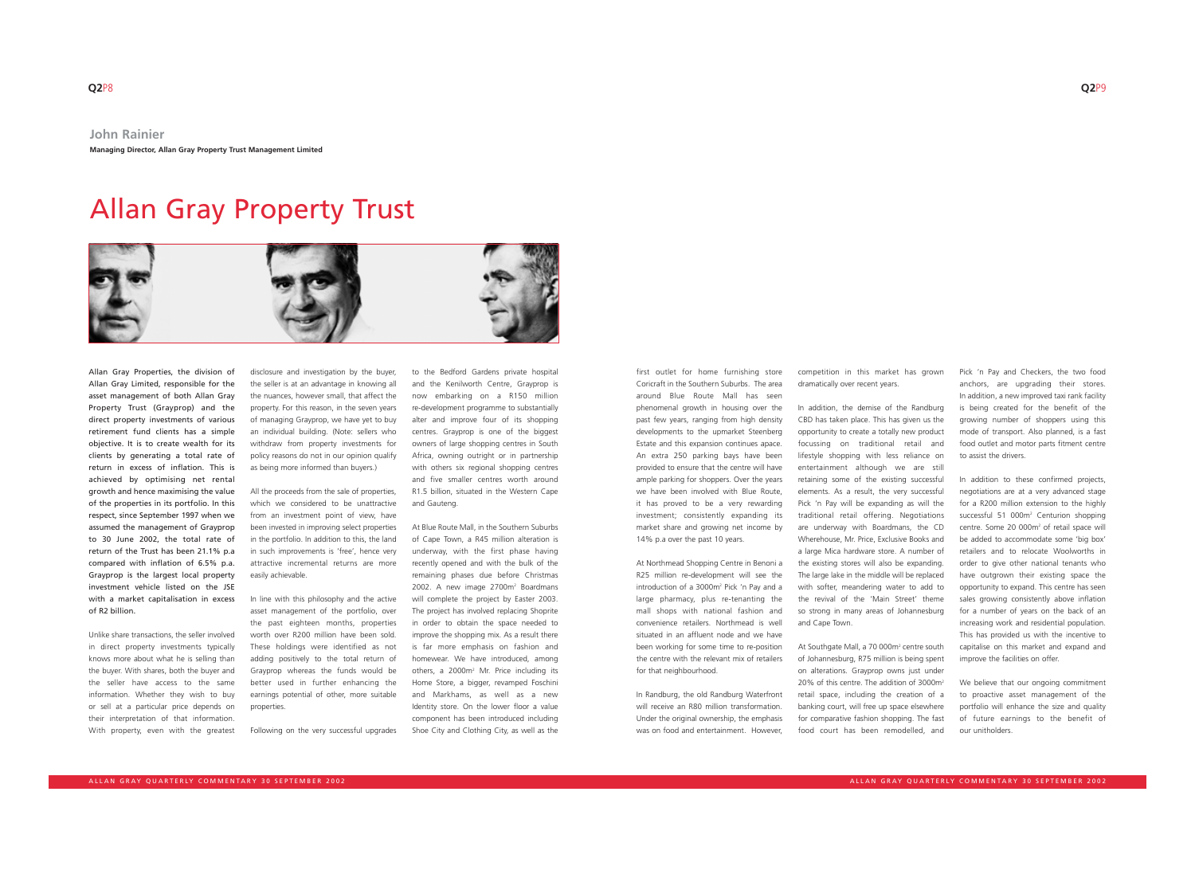**John Rainier**

**Managing Director, Allan Gray Property Trust Management Limited**

# Allan Gray Property Trust

**Allan Gray Properties, the division of Allan Gray Limited, responsible for the asset management of both Allan Gray Property Trust (Grayprop) and the direct property investments of various retirement fund clients has a simple objective. It is to create wealth for its clients by generating a total rate of return in excess of inflation. This is achieved by optimising net rental growth and hence maximising the value of the properties in its portfolio. In this respect, since September 1997 when we assumed the management of Grayprop to 30 June 2002, the total rate of return of the Trust has been 21.1% p.a compared with inflation of 6.5% p.a. Grayprop is the largest local property investment vehicle listed on the JSE with a market capitalisation in excess of R2 billion.**

Unlike share transactions, the seller involved in direct property investments typically knows more about what he is selling than the buyer. With shares, both the buyer and the seller have access to the same information. Whether they wish to buy or sell at a particular price depends on their interpretation of that information. With property, even with the greatest disclosure and investigation by the buyer, the seller is at an advantage in knowing all the nuances, however small, that affect the property. For this reason, in the seven years of managing Grayprop, we have yet to buy an individual building. (Note: sellers who withdraw from property investments for policy reasons do not in our opinion qualify as being more informed than buyers.)

All the proceeds from the sale of properties, which we considered to be unattractive from an investment point of view, have been invested in improving select properties in the portfolio. In addition to this, the land in such improvements is 'free', hence very attractive incremental returns are more easily achievable.

In line with this philosophy and the active asset management of the portfolio, over the past eighteen months, properties worth over R200 million have been sold. These holdings were identified as not adding positively to the total return of Grayprop whereas the funds would be better used in further enhancing the earnings potential of other, more suitable properties.

Following on the very successful upgrades to the Bedford Gardens private hospital and the Kenilworth Centre, Grayprop is now embarking on a R150 million re-development programme to substantially alter and improve four of its shopping centres. Grayprop is one of the biggest owners of large shopping centres in South Africa, owning outright or in partnership with others six regional shopping centres and five smaller centres worth around R1.5 billion, situated in the Western Cape and Gauteng.

At Blue Route Mall, in the Southern Suburbs of Cape Town, a R45 million alteration is underway, with the first phase having recently opened and with the bulk of the remaining phases due before Christmas 2002. A new image 2700m² Boardmans will complete the project by Easter 2003. The project has involved replacing Shoprite in order to obtain the space needed to improve the shopping mix. As a result there is far more emphasis on fashion and homewear. We have introduced, among others, a 2000m² Mr. Price including its Home Store, a bigger, revamped Foschini and Markhams, as well as a new Identity store. On the lower floor a value component has been introduced including Shoe City and Clothing City, as well as the first outlet for home furnishing store Coricraft in the Southern Suburbs. The area around Blue Route Mall has seen phenomenal growth in housing over the past few years, ranging from high density developments to the upmarket Steenberg Estate and this expansion continues apace. An extra 250 parking bays have been provided to ensure that the centre will have ample parking for shoppers. Over the years we have been involved with Blue Route, it has proved to be a very rewarding investment; consistently expanding its market share and growing net income by 14% p.a over the past 10 years.

At Northmead Shopping Centre in Benoni a R25 million re-development will see the introduction of a 3000m² Pick 'n Pay and a large pharmacy, plus re-tenanting the mall shops with national fashion and convenience retailers. Northmead is well situated in an affluent node and we have been working for some time to re-position the centre with the relevant mix of retailers for that neighbourhood.

In Randburg, the old Randburg Waterfront will receive an R80 million transformation. Under the original ownership, the emphasis was on food and entertainment. However, competition in this market has grown dramatically over recent years.

In addition, the demise of the Randburg CBD has taken place. This has given us the opportunity to create a totally new product focussing on traditional retail and lifestyle shopping with less reliance on entertainment although we are still retaining some of the existing successful elements. As a result, the very successful Pick 'n Pay will be expanding as will the traditional retail offering. Negotiations are underway with Boardmans, the CD Wherehouse, Mr. Price, Exclusive Books and a large Mica hardware store. A number of the existing stores will also be expanding. The large lake in the middle will be replaced with softer, meandering water to add to the revival of the 'Main Street' theme so strong in many areas of Johannesburg and Cape Town.

At Southgate Mall, a 70 000m² centre south of Johannesburg, R75 million is being spent on alterations. Grayprop owns just under 20% of this centre. The addition of 3000m² retail space, including the creation of a banking court, will free up space elsewhere for comparative fashion shopping. The fast food court has been remodelled, and Pick 'n Pay and Checkers, the two food anchors, are upgrading their stores. In addition, a new improved taxi rank facility is being created for the benefit of the growing number of shoppers using this mode of transport. Also planned, is a fast food outlet and motor parts fitment centre to assist the drivers.

In addition to these confirmed projects, negotiations are at a very advanced stage for a R200 million extension to the highly successful 51 000m² Centurion shopping centre. Some 20 000m² of retail space will be added to accommodate some 'big box' retailers and to relocate Woolworths in order to give other national tenants who have outgrown their existing space the opportunity to expand. This centre has seen sales growing consistently above inflation for a number of years on the back of an increasing work and residential population. This has provided us with the incentive to capitalise on this market and expand and improve the facilities on offer.

We believe that our ongoing commitment to proactive asset management of the portfolio will enhance the size and quality of future earnings to the benefit of our unitholders.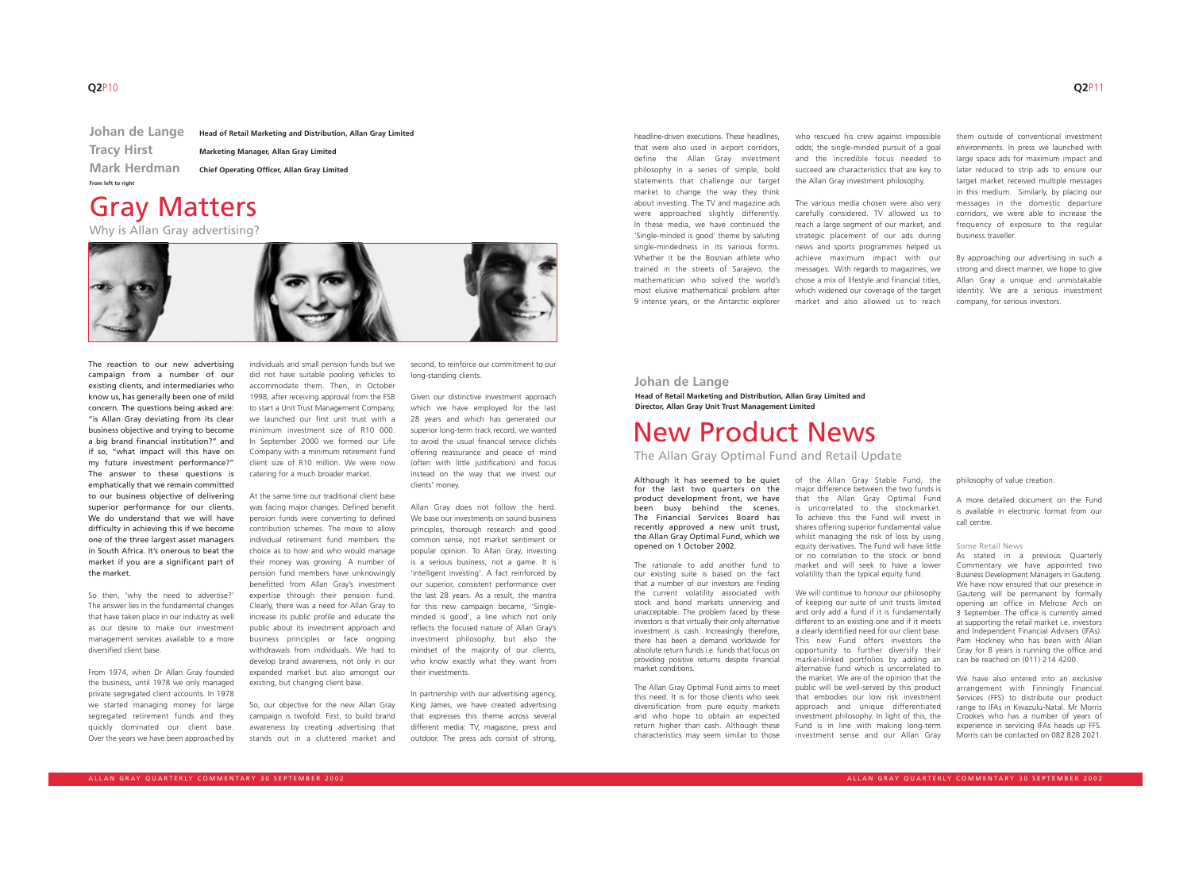Johan de Lange — **Head of Retail Marketing and Distribution, Allan Gray Limited**

Tracy Hirst — **Marketing Manager, Allan Gray Limited**

Mark Herdman — **Chief Operating Officer, Allan Gray Limited**

From left to right

# Gray Matters

## Why is Allan Gray advertising?

**The reaction to our new advertising campaign from a number of our existing clients, and intermediaries who know us, has generally been one of mild concern. The questions being asked are: "is Allan Gray deviating from its clear business objective and trying to become a big brand financial institution?" and if so, "what impact will this have on my future investment performance?" The answer to these questions is emphatically that we remain committed to our business objective of delivering superior performance for our clients. We do understand that we will have difficulty in achieving this if we become one of the three largest asset managers in South Africa. It's onerous to beat the market if you are a significant part of the market.**

So then, 'why the need to advertise?' The answer lies in the fundamental changes that have taken place in our industry as well as our desire to make our investment management services available to a more diversified client base.

From 1974, when Dr Allan Gray founded the business, until 1978 we only managed private segregated client accounts. In 1978 we started managing money for large segregated retirement funds and they quickly dominated our client base. Over the years we have been approached by individuals and small pension funds but we did not have suitable pooling vehicles to accommodate them. Then, in October 1998, after receiving approval from the FSB to start a Unit Trust Management Company, we launched our first unit trust with a minimum investment size of R10 000. In September 2000 we formed our Life Company with a minimum retirement fund client size of R10 million. We were now catering for a much broader market.

At the same time our traditional client base was facing major changes. Defined benefit pension funds were converting to defined contribution schemes. The move to allow individual retirement fund members the choice as to how and who would manage their money was growing. A number of pension fund members have unknowingly benefitted from Allan Gray's investment expertise through their pension fund. Clearly, there was a need for Allan Gray to increase its public profile and educate the public about its investment approach and business principles or face ongoing withdrawals from individuals. We had to develop brand awareness, not only in our expanded market but also amongst our existing, but changing client base.

So, our objective for the new Allan Gray campaign is twofold. First, to build brand awareness by creating advertising that stands out in a cluttered market and second, to reinforce our commitment to our long-standing clients.

Given our distinctive investment approach which we have employed for the last 28 years and which has generated our superior long-term track record, we wanted to avoid the usual financial service clichés offering reassurance and peace of mind (often with little justification) and focus instead on the way that we invest our clients' money.

Allan Gray does not follow the herd. We base our investments on sound business principles, thorough research and good common sense, not market sentiment or popular opinion. To Allan Gray, investing is a serious business, not a game. It is 'intelligent investing'. A fact reinforced by our superior, consistent performance over the last 28 years. As a result, the mantra for this new campaign became, 'Single-minded is good', a line which not only reflects the focused nature of Allan Gray's investment philosophy, but also the mindset of the majority of our clients, who know exactly what they want from their investments.

In partnership with our advertising agency, King James, we have created advertising that expresses this theme across several different media: TV, magazine, press and outdoor. The press ads consist of strong, headline-driven executions. These headlines, that were also used in airport corridors, define the Allan Gray investment philosophy in a series of simple, bold statements that challenge our target market to change the way they think about investing. The TV and magazine ads were approached slightly differently. In these media, we have continued the 'Single-minded is good' theme by saluting single-mindedness in its various forms. Whether it be the Bosnian athlete who trained in the streets of Sarajevo, the mathematician who solved the world's most elusive mathematical problem after 9 intense years, or the Antarctic explorer who rescued his crew against impossible odds; the single-minded pursuit of a goal and the incredible focus needed to succeed are characteristics that are key to the Allan Gray investment philosophy.

The various media chosen were also very carefully considered. TV allowed us to reach a large segment of our market, and strategic placement of our ads during news and sports programmes helped us achieve maximum impact with our messages. With regards to magazines, we chose a mix of lifestyle and financial titles, which widened our coverage of the target market and also allowed us to reach them outside of conventional investment environments. In press we launched with large space ads for maximum impact and later reduced to strip ads to ensure our target market received multiple messages in this medium. Similarly, by placing our messages in the domestic departure corridors, we were able to increase the frequency of exposure to the regular business traveller.

By approaching our advertising in such a strong and direct manner, we hope to give Allan Gray a unique and unmistakable identity. We are a serious investment company, for serious investors.

Johan de Lange

**Head of Retail Marketing and Distribution, Allan Gray Limited and Director, Allan Gray Unit Trust Management Limited**

# New Product News

## The Allan Gray Optimal Fund and Retail Update

**Although it has seemed to be quiet for the last two quarters on the product development front, we have been busy behind the scenes. The Financial Services Board has recently approved a new unit trust, the Allan Gray Optimal Fund, which we opened on 1 October 2002.**

The rationale to add another fund to our existing suite is based on the fact that a number of our investors are finding the current volatility associated with stock and bond markets unnerving and unacceptable. The problem faced by these investors is that virtually their only alternative investment is cash. Increasingly therefore, there has been a demand worldwide for absolute return funds i.e. funds that focus on providing positive returns despite financial market conditions.

The Allan Gray Optimal Fund aims to meet this need. It is for those clients who seek diversification from pure equity markets and who hope to obtain an expected return higher than cash. Although these characteristics may seem similar to those of the Allan Gray Stable Fund, the major difference between the two funds is that the Allan Gray Optimal Fund is uncorrelated to the stockmarket. To achieve this the Fund will invest in shares offering superior fundamental value whilst managing the risk of loss by using equity derivatives. The Fund will have little or no correlation to the stock or bond market and will seek to have a lower volatility than the typical equity fund.

We will continue to honour our philosophy of keeping our suite of unit trusts limited and only add a fund if it is fundamentally different to an existing one and if it meets a clearly identified need for our client base. This new Fund offers investors the opportunity to further diversify their market-linked portfolios by adding an alternative fund which is uncorrelated to the market. We are of the opinion that the public will be well-served by this product that embodies our low risk investment approach and unique differentiated investment philosophy. In light of this, the Fund is in line with making long-term investment sense and our Allan Gray philosophy of value creation.

A more detailed document on the Fund is available in electronic format from our call centre.

### Some Retail News

As stated in a previous Quarterly Commentary we have appointed two Business Development Managers in Gauteng. We have now ensured that our presence in Gauteng will be permanent by formally opening an office in Melrose Arch on 3 September. The office is currently aimed at supporting the retail market i.e. investors and Independent Financial Advisers (IFAs). Pam Hockney who has been with Allan Gray for 8 years is running the office and can be reached on (011) 214 4200.

We have also entered into an exclusive arrangement with Finningly Financial Services (FFS) to distribute our product range to IFAs in Kwazulu-Natal. Mr Morris Crookes who has a number of years of experience in servicing IFAs heads up FFS. Morris can be contacted on 082 828 2021.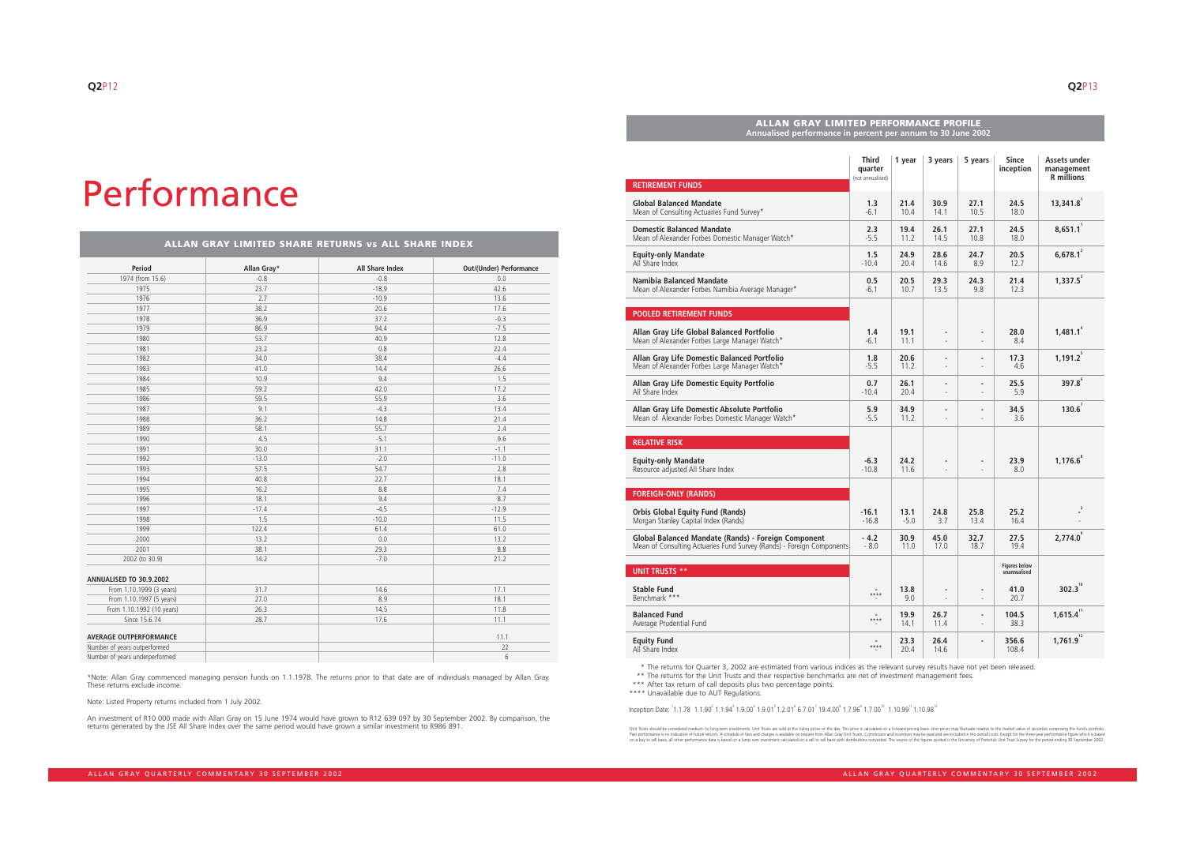# Performance

## ALLAN GRAY LIMITED SHARE RETURNS vs ALL SHARE INDEX

| Period | Allan Gray* | All Share Index | Out/(Under) Performance |
|---|---|---|---|
| 1974 (from 15.6) | -0.8 | -0.8 | 0.0 |
| 1975 | 23.7 | -18.9 | 42.6 |
| 1976 | 2.7 | -10.9 | 13.6 |
| 1977 | 38.2 | 20.6 | 17.6 |
| 1978 | 36.9 | 37.2 | -0.3 |
| 1979 | 86.9 | 94.4 | -7.5 |
| 1980 | 53.7 | 40.9 | 12.8 |
| 1981 | 23.2 | 0.8 | 22.4 |
| 1982 | 34.0 | 38.4 | -4.4 |
| 1983 | 41.0 | 14.4 | 26.6 |
| 1984 | 10.9 | 9.4 | 1.5 |
| 1985 | 59.2 | 42.0 | 17.2 |
| 1986 | 59.5 | 55.9 | 3.6 |
| 1987 | 9.1 | -4.3 | 13.4 |
| 1988 | 36.2 | 14.8 | 21.4 |
| 1989 | 58.1 | 55.7 | 2.4 |
| 1990 | 4.5 | -5.1 | 9.6 |
| 1991 | 30.0 | 31.1 | -1.1 |
| 1992 | -13.0 | -2.0 | -11.0 |
| 1993 | 57.5 | 54.7 | 2.8 |
| 1994 | 40.8 | 22.7 | 18.1 |
| 1995 | 16.2 | 8.8 | 7.4 |
| 1996 | 18.1 | 9.4 | 8.7 |
| 1997 | -17.4 | -4.5 | -12.9 |
| 1998 | 1.5 | -10.0 | 11.5 |
| 1999 | 122.4 | 61.4 | 61.0 |
| 2000 | 13.2 | 0.0 | 13.2 |
| 2001 | 38.1 | 29.3 | 8.8 |
| 2002 (to 30.9) | 14.2 | -7.0 | 21.2 |
| **ANNUALISED TO 30.9.2002** | | | |
| From 1.10.1999 (3 years) | 31.7 | 14.6 | 17.1 |
| From 1.10.1997 (5 years) | 27.0 | 8.9 | 18.1 |
| From 1.10.1992 (10 years) | 26.3 | 14.5 | 11.8 |
| Since 15.6.74 | 28.7 | 17.6 | 11.1 |
| **AVERAGE OUTPERFORMANCE** | | | 11.1 |
| Number of years outperformed | | | 22 |
| Number of years underperformed | | | 6 |

*Note: Allan Gray commenced managing pension funds on 1.1.1978. The returns prior to that date are of individuals managed by Allan Gray. These returns exclude income.

Note: Listed Property returns included from 1 July 2002.

An investment of R10 000 made with Allan Gray on 15 June 1974 would have grown to R12 639 097 by 30 September 2002. By comparison, the returns generated by the JSE All Share Index over the same period would have grown a similar investment to R986 891.

## ALLAN GRAY LIMITED PERFORMANCE PROFILE
Annualised performance in percent per annum to 30 June 2002

| | Third quarter (not annualised) | 1 year | 3 years | 5 years | Since inception | Assets under management R millions |
|---|---|---|---|---|---|---|
| **RETIREMENT FUNDS** | | | | | | |
| **Global Balanced Mandate** | **1.3** | **21.4** | **30.9** | **27.1** | **24.5** | **13,341.8** [1] |
| Mean of Consulting Actuaries Fund Survey* | -6.1 | 10.4 | 14.1 | 10.5 | 18.0 | |
| **Domestic Balanced Mandate** | **2.3** | **19.4** | **26.1** | **27.1** | **24.5** | **8,651.1** [1] |
| Mean of Alexander Forbes Domestic Manager Watch* | -5.5 | 11.2 | 14.5 | 10.8 | 18.0 | |
| **Equity-only Mandate** | **1.5** | **24.9** | **28.6** | **24.7** | **20.5** | **6,678.1** [2] |
| All Share Index | -10.4 | 20.4 | 14.6 | 8.9 | 12.7 | |
| **Namibia Balanced Mandate** | **0.5** | **20.5** | **29.3** | **24.3** | **21.4** | **1,337.5** [3] |
| Mean of Alexander Forbes Namibia Average Manager* | -6.1 | 10.7 | 13.5 | 9.8 | 12.3 | |
| **POOLED RETIREMENT FUNDS** | | | | | | |
| **Allan Gray Life Global Balanced Portfolio** | **1.4** | **19.1** | **-** | **-** | **28.0** | **1,481.1** [4] |
| Mean of Alexander Forbes Large Manager Watch* | -6.1 | 11.1 | - | - | 8.4 | |
| **Allan Gray Life Domestic Balanced Portfolio** | **1.8** | **20.6** | **-** | **-** | **17.3** | **1,191.2** [5] |
| Mean of Alexander Forbes Large Manager Watch* | -5.5 | 11.2 | - | - | 4.6 | |
| **Allan Gray Life Domestic Equity Portfolio** | **0.7** | **26.1** | **-** | **-** | **25.5** | **397.8** [6] |
| All Share Index | -10.4 | 20.4 | - | - | 5.9 | |
| **Allan Gray Life Domestic Absolute Portfolio** | **5.9** | **34.9** | **-** | **-** | **34.5** | **130.6** [7] |
| Mean of Alexander Forbes Domestic Manager Watch* | -5.5 | 11.2 | - | - | 3.6 | |
| **RELATIVE RISK** | | | | | | |
| **Equity-only Mandate** | **-6.3** | **24.2** | **-** | **-** | **23.9** | **1,176.6** [8] |
| Resource adjusted All Share Index | -10.8 | 11.6 | - | - | 8.0 | |
| **FOREIGN-ONLY (RANDS)** | | | | | | |
| **Orbis Global Equity Fund (Rands)** | **-16.1** | **13.1** | **24.8** | **25.8** | **25.2** | **-** [2] |
| Morgan Stanley Capital Index (Rands) | -16.8 | -5.0 | 3.7 | 13.4 | 16.4 | - |
| **Global Balanced Mandate (Rands) - Foreign Component** | **- 4.2** | **30.9** | **45.0** | **32.7** | **27.5** | **2,774.0** [9] |
| Mean of Consulting Actuaries Fund Survey (Rands) - Foreign Components | - 8.0 | 11.0 | 17.0 | 18.7 | 19.4 | |
| **UNIT TRUSTS \*\*** | | | | | Figures below unannualised | |
| **Stable Fund** | **-** | **13.8** | **-** | **-** | **41.0** | **302.3** [10] |
| Benchmark *** | **** | 9.0 | - | - | 20.7 | |
| **Balanced Fund** | **-** | **19.9** | **26.7** | **-** | **104.5** | **1,615.4** [11] |
| Average Prudential Fund | **** | 14.1 | 11.4 | - | 38.3 | |
| **Equity Fund** | **-** | **23.3** | **26.4** | **-** | **356.6** | **1,761.9** [12] |
| All Share Index | **** | 20.4 | 14.6 | | 108.4 | |

\* The returns for Quarter 3, 2002 are estimated from various indices as the relevant survey results have not yet been released.
\*\* The returns for the Unit Trusts and their respective benchmarks are net of investment management fees.
\*\*\* After tax return of call deposits plus two percentage points.
\*\*\*\* Unavailable due to AUT Regulations.

Inception Date: [1]1.1.78 [2]1.1.90 [3]1.1.94 [4]1.9.00 [5]1.9.01 [6]1.2.01 [7]6.7.01 [8]19.4.00 [9]1.7.96 [10]1.7.00 [11]1.10.99 [12]1.10.98

Unit Trusts should be considered medium- to long-term investments. Unit Trusts are sold at the ruling prices of the day. This price is calculated on a forward pricing basis. Unit prices may fluctuate relative to the market value of securities comprising the fund's portfolio. Past performance is no indication of future returns. A schedule of fees and charges is available on request from Allan Gray Unit Trusts. Commission and incentives may be paid and are included in the overall costs. Except for the three-year performance figure which is based on a buy to sell basis, all other performance data is based on a lump sum investment calculated on a sell to sell basis with distributions reinvested. The source of the figures quoted is the University of Pretoria's Unit Trust Survey for the period ending 30 September 2002.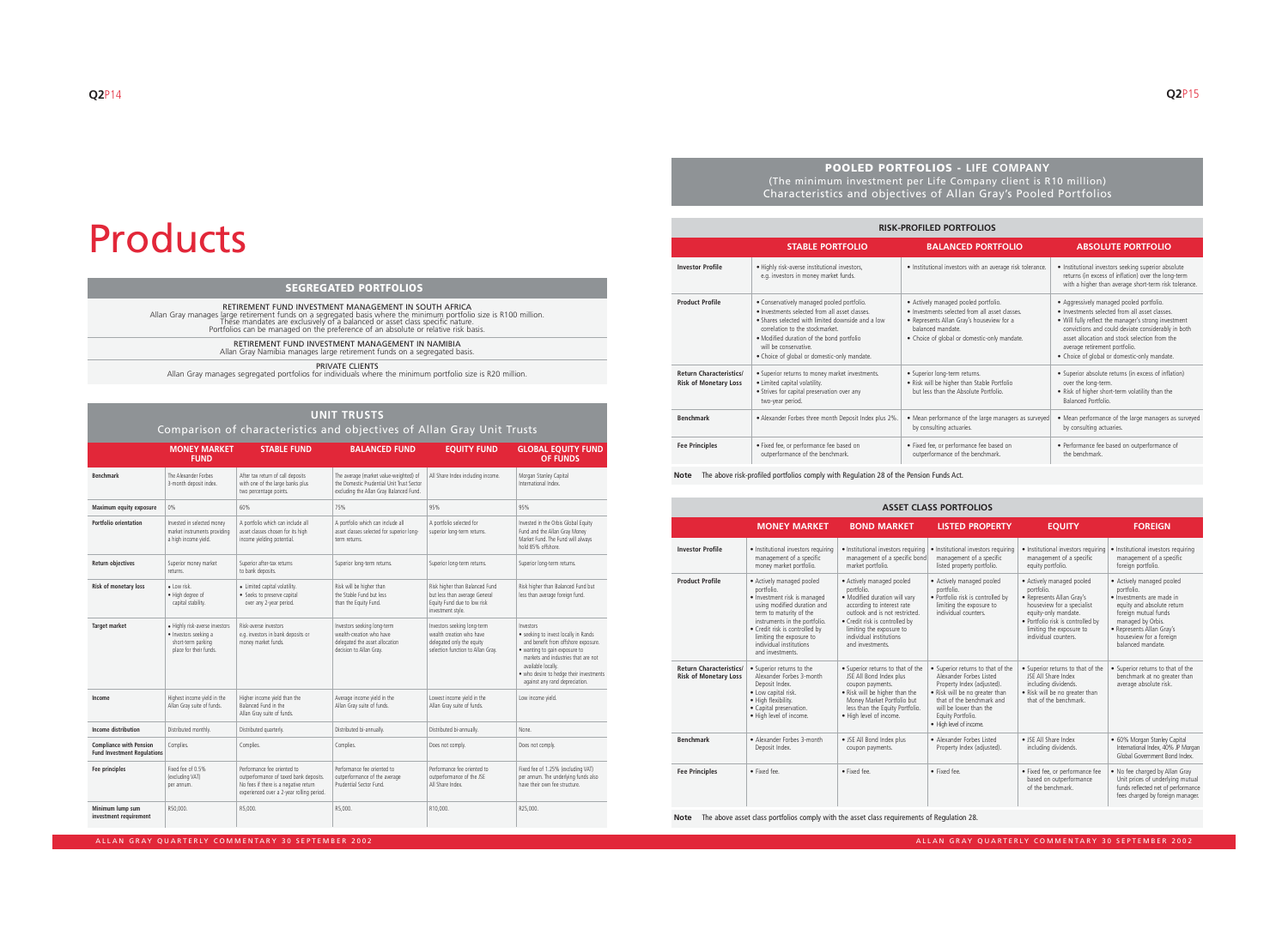# Products

## SEGREGATED PORTFOLIOS

RETIREMENT FUND INVESTMENT MANAGEMENT IN SOUTH AFRICA
Allan Gray manages large retirement funds on a segregated basis where the minimum portfolio size is R100 million. These mandates are exclusively of a balanced or asset class specific nature. Portfolios can be managed on the preference of an absolute or relative risk basis.

RETIREMENT FUND INVESTMENT MANAGEMENT IN NAMIBIA
Allan Gray Namibia manages large retirement funds on a segregated basis.

PRIVATE CLIENTS
Allan Gray manages segregated portfolios for individuals where the minimum portfolio size is R20 million.

## UNIT TRUSTS

Comparison of characteristics and objectives of Allan Gray Unit Trusts

| | MONEY MARKET FUND | STABLE FUND | BALANCED FUND | EQUITY FUND | GLOBAL EQUITY FUND OF FUNDS |
|---|---|---|---|---|---|
| **Benchmark** | The Alexander Forbes 3-month deposit index. | After tax return of call deposits with one of the large banks plus two percentage points. | The average (market value-weighted) of the Domestic Prudential Unit Trust Sector excluding the Allan Gray Balanced Fund. | All Share Index including income. | Morgan Stanley Capital International Index. |
| **Maximum equity exposure** | 0% | 60% | 75% | 95% | 95% |
| **Portfolio orientation** | Invested in selected money market instruments providing a high income yield. | A portfolio which can include all asset classes chosen for its high income yielding potential. | A portfolio which can include all asset classes selected for superior long-term returns. | A portfolio selected for superior long-term returns. | Invested in the Orbis Global Equity Fund and the Allan Gray Money Market Fund. The Fund will always hold 85% offshore. |
| **Return objectives** | Superior money market returns. | Superior after-tax returns to bank deposits. | Superior long-term returns. | Superior long-term returns. | Superior long-term returns. |
| **Risk of monetary loss** | • Low risk.<br>• High degree of capital stability. | • Limited capital volatility.<br>• Seeks to preserve capital over any 2-year period. | Risk will be higher than the Stable Fund but less than the Equity Fund. | Risk higher than Balanced Fund but less than average General Equity Fund due to low risk investment style. | Risk higher than Balanced Fund but less than average foreign fund. |
| **Target market** | • Highly risk-averse investors<br>• Investors seeking a short-term parking place for their funds. | Risk-averse investors e.g. investors in bank deposits or money market funds. | Investors seeking long-term wealth-creation who have delegated the asset allocation decision to Allan Gray. | Investors seeking long-term wealth creation who have delegated only the equity selection function to Allan Gray. | Investors<br>• seeking to invest locally in Rands and benefit from offshore exposure.<br>• wanting to gain exposure to markets and industries that are not available locally.<br>• who desire to hedge their investments against any rand depreciation. |
| **Income** | Highest income yield in the Allan Gray suite of funds. | Higher income yield than the Balanced Fund in the Allan Gray suite of funds. | Average income yield in the Allan Gray suite of funds. | Lowest income yield in the Allan Gray suite of funds. | Low income yield. |
| **Income distribution** | Distributed monthly. | Distributed quarterly. | Distributed bi-annually. | Distributed bi-annually. | None. |
| **Compliance with Pension Fund Investment Regulations** | Complies. | Complies. | Complies. | Does not comply. | Does not comply. |
| **Fee principles** | Fixed fee of 0.5% (excluding VAT) per annum. | Performance fee oriented to outperformance of taxed bank deposits. No fees if there is a negative return experienced over a 2-year rolling period. | Performance fee oriented to outperformance of the average Prudential Sector Fund. | Performance fee oriented to outperformance of the JSE All Share Index. | Fixed fee of 1.25% (excluding VAT) per annum. The underlying funds also have their own fee structure. |
| **Minimum lump sum investment requirement** | R50,000. | R5,000. | R5,000. | R10,000. | R25,000. |

## POOLED PORTFOLIOS - LIFE COMPANY

(The minimum investment per Life Company client is R10 million)
Characteristics and objectives of Allan Gray's Pooled Portfolios

### RISK-PROFILED PORTFOLIOS

| | STABLE PORTFOLIO | BALANCED PORTFOLIO | ABSOLUTE PORTFOLIO |
|---|---|---|---|
| **Investor Profile** | • Highly risk-averse institutional investors, e.g. investors in money market funds. | • Institutional investors with an average risk tolerance. | • Institutional investors seeking superior absolute returns (in excess of inflation) over the long-term with a higher than average short-term risk tolerance. |
| **Product Profile** | • Conservatively managed pooled portfolio.<br>• Investments selected from all asset classes.<br>• Shares selected with limited downside and a low correlation to the stockmarket.<br>• Modified duration of the bond portfolio will be conservative.<br>• Choice of global or domestic-only mandate. | • Actively managed pooled portfolio.<br>• Investments selected from all asset classes.<br>• Represents Allan Gray's houseview for a balanced mandate.<br>• Choice of global or domestic-only mandate. | • Aggressively managed pooled portfolio.<br>• Investments selected from all asset classes.<br>• Will fully reflect the manager's strong investment convictions and could deviate considerably in both asset allocation and stock selection from the average retirement portfolio.<br>• Choice of global or domestic-only mandate. |
| **Return Characteristics/ Risk of Monetary Loss** | • Superior returns to money market investments.<br>• Limited capital volatility.<br>• Strives for capital preservation over any two-year period. | • Superior long-term returns.<br>• Risk will be higher than Stable Portfolio but less than the Absolute Portfolio. | • Superior absolute returns (in excess of inflation) over the long-term.<br>• Risk of higher short-term volatility than the Balanced Portfolio. |
| **Benchmark** | • Alexander Forbes three month Deposit Index plus 2%. | • Mean performance of the large managers as surveyed by consulting actuaries. | • Mean performance of the large managers as surveyed by consulting actuaries. |
| **Fee Principles** | • Fixed fee, or performance fee based on outperformance of the benchmark. | • Fixed fee, or performance fee based on outperformance of the benchmark. | • Performance fee based on outperformance of the benchmark. |

**Note** The above risk-profiled portfolios comply with Regulation 28 of the Pension Funds Act.

### ASSET CLASS PORTFOLIOS

| | MONEY MARKET | BOND MARKET | LISTED PROPERTY | EQUITY | FOREIGN |
|---|---|---|---|---|---|
| **Investor Profile** | • Institutional investors requiring management of a specific money market portfolio. | • Institutional investors requiring management of a specific bond market portfolio. | • Institutional investors requiring management of a specific listed property portfolio. | • Institutional investors requiring management of a specific equity portfolio. | • Institutional investors requiring management of a specific foreign portfolio. |
| **Product Profile** | • Actively managed pooled portfolio.<br>• Investment risk is managed using modified duration and term to maturity of the instruments in the portfolio.<br>• Credit risk is controlled by limiting the exposure to individual institutions and investments. | • Actively managed pooled portfolio.<br>• Modified duration will vary according to interest rate outlook and is not restricted.<br>• Credit risk is controlled by limiting the exposure to individual institutions and investments. | • Actively managed pooled portfolio.<br>• Portfolio risk is controlled by limiting the exposure to individual counters. | • Actively managed pooled portfolio.<br>• Represents Allan Gray's houseview for a specialist equity-only mandate.<br>• Portfolio risk is controlled by limiting the exposure to individual counters. | • Actively managed pooled portfolio.<br>• Investments are made in equity and absolute return foreign mutual funds managed by Orbis.<br>• Represents Allan Gray's houseview for a foreign balanced mandate. |
| **Return Characteristics/ Risk of Monetary Loss** | • Superior returns to the Alexander Forbes 3-month Deposit Index.<br>• Low capital risk.<br>• High flexibility.<br>• Capital preservation.<br>• High level of income. | • Superior returns to that of the JSE All Bond Index plus coupon payments.<br>• Risk will be higher than the Money Market Portfolio but less than the Equity Portfolio.<br>• High level of income. | • Superior returns to that of the Alexander Forbes Listed Property Index (adjusted).<br>• Risk will be no greater than that of the benchmark and will be lower than the Equity Portfolio.<br>• High level of income. | • Superior returns to that of the JSE All Share Index including dividends.<br>• Risk will be no greater than that of the benchmark. | • Superior returns to that of the benchmark at no greater than average absolute risk. |
| **Benchmark** | • Alexander Forbes 3-month Deposit Index. | • JSE All Bond Index plus coupon payments. | • Alexander Forbes Listed Property Index (adjusted). | • JSE All Share Index including dividends. | • 60% Morgan Stanley Capital International Index, 40% JP Morgan Global Government Bond Index. |
| **Fee Principles** | • Fixed fee. | • Fixed fee. | • Fixed fee. | • Fixed fee, or performance fee based on outperformance of the benchmark. | • No fee charged by Allan Gray. Unit prices of underlying mutual funds reflected net of performance fees charged by foreign manager. |

**Note** The above asset class portfolios comply with the asset class requirements of Regulation 28.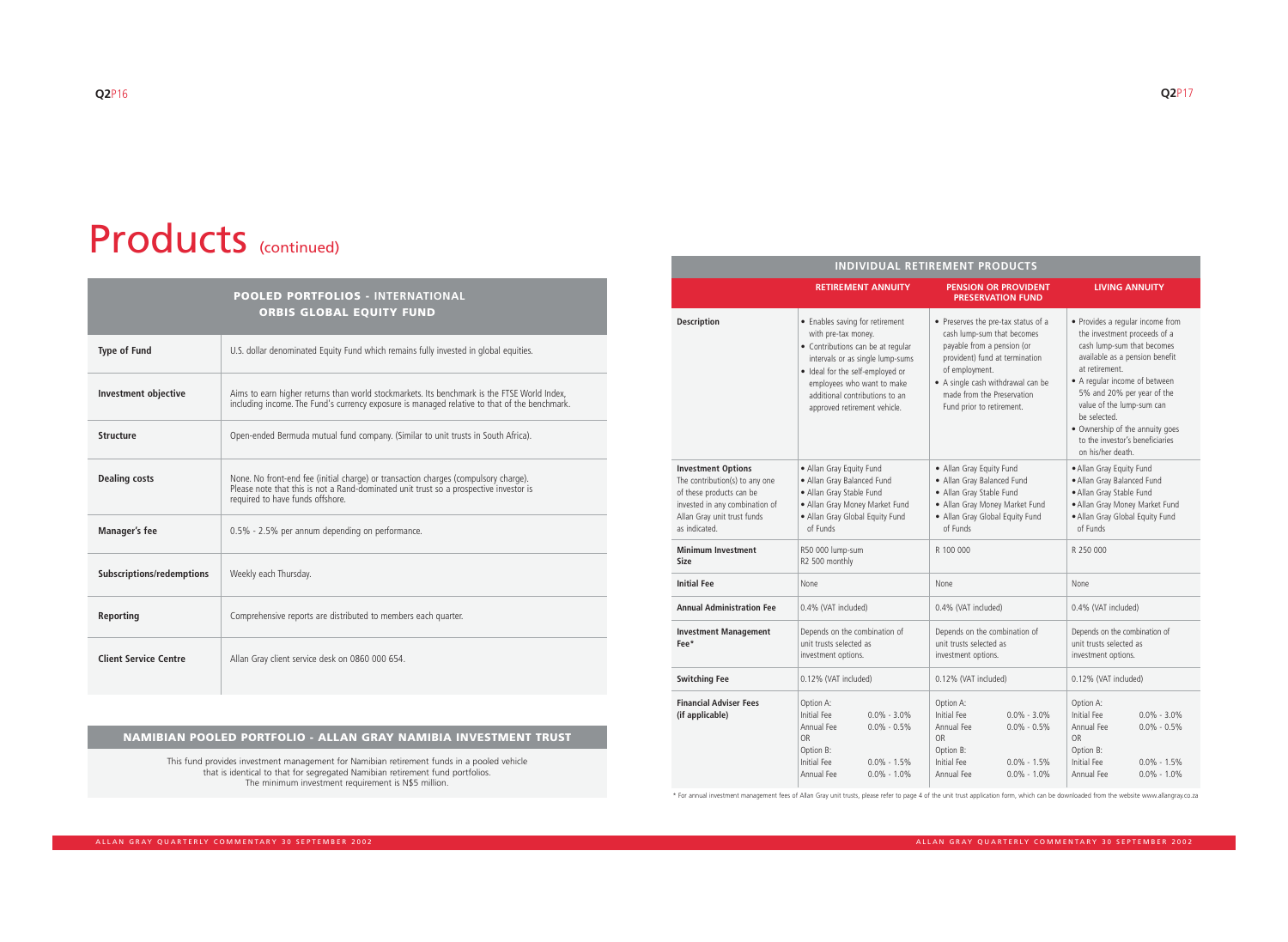# Products (continued)

| POOLED PORTFOLIOS - INTERNATIONAL ORBIS GLOBAL EQUITY FUND | |
|---|---|
| **Type of Fund** | U.S. dollar denominated Equity Fund which remains fully invested in global equities. |
| **Investment objective** | Aims to earn higher returns than world stockmarkets. Its benchmark is the FTSE World Index, including income. The Fund's currency exposure is managed relative to that of the benchmark. |
| **Structure** | Open-ended Bermuda mutual fund company. (Similar to unit trusts in South Africa). |
| **Dealing costs** | None. No front-end fee (initial charge) or transaction charges (compulsory charge). Please note that this is not a Rand-dominated unit trust so a prospective investor is required to have funds offshore. |
| **Manager's fee** | 0.5% - 2.5% per annum depending on performance. |
| **Subscriptions/redemptions** | Weekly each Thursday. |
| **Reporting** | Comprehensive reports are distributed to members each quarter. |
| **Client Service Centre** | Allan Gray client service desk on 0860 000 654. |

## NAMIBIAN POOLED PORTFOLIO - ALLAN GRAY NAMIBIA INVESTMENT TRUST

This fund provides investment management for Namibian retirement funds in a pooled vehicle that is identical to that for segregated Namibian retirement fund portfolios. The minimum investment requirement is N$5 million.

## INDIVIDUAL RETIREMENT PRODUCTS

| | RETIREMENT ANNUITY | PENSION OR PROVIDENT PRESERVATION FUND | LIVING ANNUITY |
|---|---|---|---|
| **Description** | • Enables saving for retirement with pre-tax money.<br>• Contributions can be at regular intervals or as single lump-sums<br>• Ideal for the self-employed or employees who want to make additional contributions to an approved retirement vehicle. | • Preserves the pre-tax status of a cash lump-sum that becomes payable from a pension (or provident) fund at termination of employment.<br>• A single cash withdrawal can be made from the Preservation Fund prior to retirement. | • Provides a regular income from the investment proceeds of a cash lump-sum that becomes available as a pension benefit at retirement.<br>• A regular income of between 5% and 20% per year of the value of the lump-sum can be selected.<br>• Ownership of the annuity goes to the investor's beneficiaries on his/her death. |
| **Investment Options**<br>The contribution(s) to any one of these products can be invested in any combination of Allan Gray unit trust funds as indicated. | • Allan Gray Equity Fund<br>• Allan Gray Balanced Fund<br>• Allan Gray Stable Fund<br>• Allan Gray Money Market Fund<br>• Allan Gray Global Equity Fund of Funds | • Allan Gray Equity Fund<br>• Allan Gray Balanced Fund<br>• Allan Gray Stable Fund<br>• Allan Gray Money Market Fund<br>• Allan Gray Global Equity Fund of Funds | • Allan Gray Equity Fund<br>• Allan Gray Balanced Fund<br>• Allan Gray Stable Fund<br>• Allan Gray Money Market Fund<br>• Allan Gray Global Equity Fund of Funds |
| **Minimum Investment Size** | R50 000 lump-sum<br>R2 500 monthly | R 100 000 | R 250 000 |
| **Initial Fee** | None | None | None |
| **Annual Administration Fee** | 0.4% (VAT included) | 0.4% (VAT included) | 0.4% (VAT included) |
| **Investment Management Fee*** | Depends on the combination of unit trusts selected as investment options. | Depends on the combination of unit trusts selected as investment options. | Depends on the combination of unit trusts selected as investment options. |
| **Switching Fee** | 0.12% (VAT included) | 0.12% (VAT included) | 0.12% (VAT included) |
| **Financial Adviser Fees (if applicable)** | Option A:<br>Initial Fee 0.0% - 3.0%<br>Annual Fee 0.0% - 0.5%<br>OR<br>Option B:<br>Initial Fee 0.0% - 1.5%<br>Annual Fee 0.0% - 1.0% | Option A:<br>Initial Fee 0.0% - 3.0%<br>Annual Fee 0.0% - 0.5%<br>OR<br>Option B:<br>Initial Fee 0.0% - 1.5%<br>Annual Fee 0.0% - 1.0% | Option A:<br>Initial Fee 0.0% - 3.0%<br>Annual Fee 0.0% - 0.5%<br>OR<br>Option B:<br>Initial Fee 0.0% - 1.5%<br>Annual Fee 0.0% - 1.0% |

* For annual investment management fees of Allan Gray unit trusts, please refer to page 4 of the unit trust application form, which can be downloaded from the website www.allangray.co.za